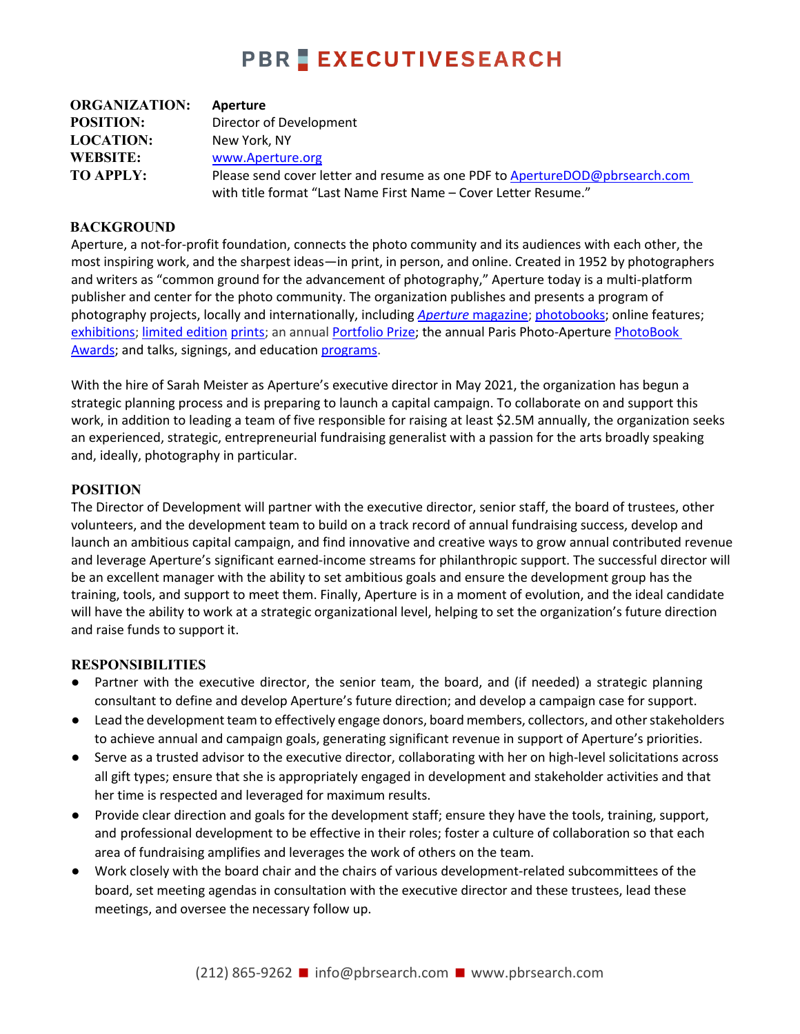# PBR EXECUTIVESEARCH

| | |
|---|---|
| **ORGANIZATION:** | **Aperture** |
| **POSITION:** | Director of Development |
| **LOCATION:** | New York, NY |
| **WEBSITE:** | www.Aperture.org |
| **TO APPLY:** | Please send cover letter and resume as one PDF to AptertureDOD@pbrsearch.com with title format "Last Name First Name – Cover Letter Resume." |

## BACKGROUND

Aperture, a not-for-profit foundation, connects the photo community and its audiences with each other, the most inspiring work, and the sharpest ideas—in print, in person, and online. Created in 1952 by photographers and writers as "common ground for the advancement of photography," Aperture today is a multi-platform publisher and center for the photo community. The organization publishes and presents a program of photography projects, locally and internationally, including *Aperture* magazine; photobooks; online features; exhibitions; limited edition prints; an annual Portfolio Prize; the annual Paris Photo-Aperture PhotoBook Awards; and talks, signings, and education programs.

With the hire of Sarah Meister as Aperture's executive director in May 2021, the organization has begun a strategic planning process and is preparing to launch a capital campaign. To collaborate on and support this work, in addition to leading a team of five responsible for raising at least $2.5M annually, the organization seeks an experienced, strategic, entrepreneurial fundraising generalist with a passion for the arts broadly speaking and, ideally, photography in particular.

## POSITION

The Director of Development will partner with the executive director, senior staff, the board of trustees, other volunteers, and the development team to build on a track record of annual fundraising success, develop and launch an ambitious capital campaign, and find innovative and creative ways to grow annual contributed revenue and leverage Aperture's significant earned-income streams for philanthropic support. The successful director will be an excellent manager with the ability to set ambitious goals and ensure the development group has the training, tools, and support to meet them. Finally, Aperture is in a moment of evolution, and the ideal candidate will have the ability to work at a strategic organizational level, helping to set the organization's future direction and raise funds to support it.

## RESPONSIBILITIES

- Partner with the executive director, the senior team, the board, and (if needed) a strategic planning consultant to define and develop Aperture's future direction; and develop a campaign case for support.
- Lead the development team to effectively engage donors, board members, collectors, and other stakeholders to achieve annual and campaign goals, generating significant revenue in support of Aperture's priorities.
- Serve as a trusted advisor to the executive director, collaborating with her on high-level solicitations across all gift types; ensure that she is appropriately engaged in development and stakeholder activities and that her time is respected and leveraged for maximum results.
- Provide clear direction and goals for the development staff; ensure they have the tools, training, support, and professional development to be effective in their roles; foster a culture of collaboration so that each area of fundraising amplifies and leverages the work of others on the team.
- Work closely with the board chair and the chairs of various development-related subcommittees of the board, set meeting agendas in consultation with the executive director and these trustees, lead these meetings, and oversee the necessary follow up.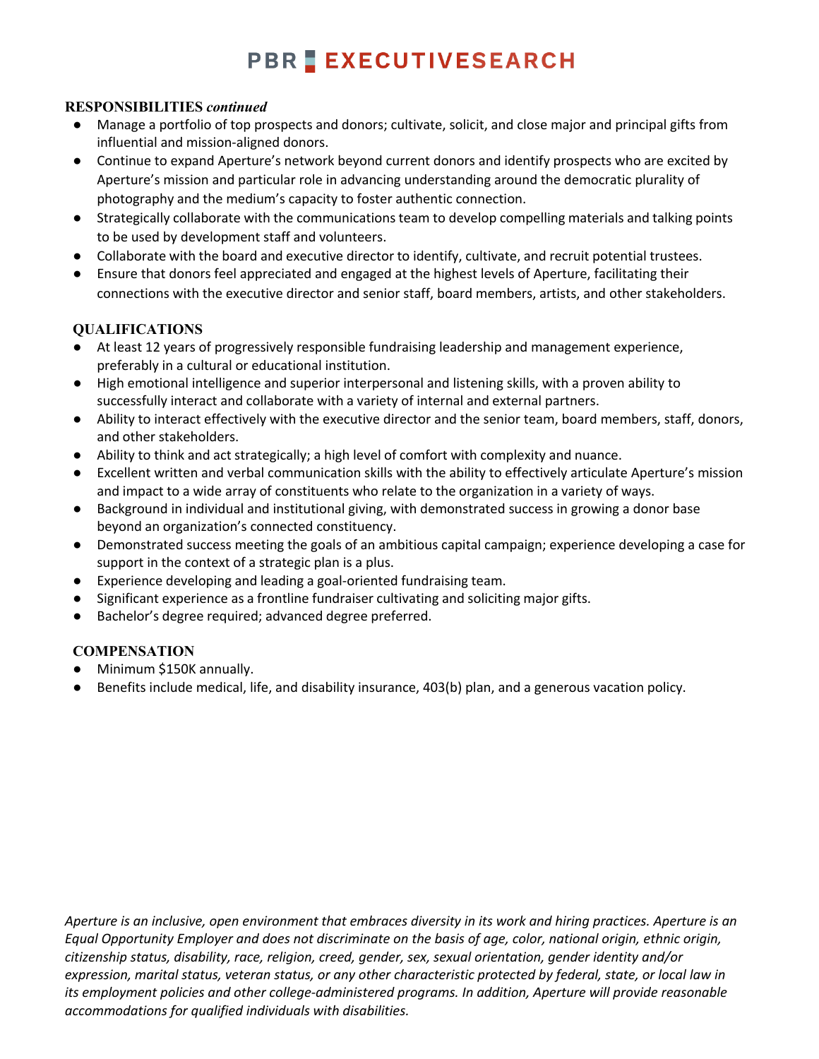**RESPONSIBILITIES *continued***

- Manage a portfolio of top prospects and donors; cultivate, solicit, and close major and principal gifts from influential and mission-aligned donors.
- Continue to expand Aperture's network beyond current donors and identify prospects who are excited by Aperture's mission and particular role in advancing understanding around the democratic plurality of photography and the medium's capacity to foster authentic connection.
- Strategically collaborate with the communications team to develop compelling materials and talking points to be used by development staff and volunteers.
- Collaborate with the board and executive director to identify, cultivate, and recruit potential trustees.
- Ensure that donors feel appreciated and engaged at the highest levels of Aperture, facilitating their connections with the executive director and senior staff, board members, artists, and other stakeholders.

**QUALIFICATIONS**

- At least 12 years of progressively responsible fundraising leadership and management experience, preferably in a cultural or educational institution.
- High emotional intelligence and superior interpersonal and listening skills, with a proven ability to successfully interact and collaborate with a variety of internal and external partners.
- Ability to interact effectively with the executive director and the senior team, board members, staff, donors, and other stakeholders.
- Ability to think and act strategically; a high level of comfort with complexity and nuance.
- Excellent written and verbal communication skills with the ability to effectively articulate Aperture's mission and impact to a wide array of constituents who relate to the organization in a variety of ways.
- Background in individual and institutional giving, with demonstrated success in growing a donor base beyond an organization's connected constituency.
- Demonstrated success meeting the goals of an ambitious capital campaign; experience developing a case for support in the context of a strategic plan is a plus.
- Experience developing and leading a goal-oriented fundraising team.
- Significant experience as a frontline fundraiser cultivating and soliciting major gifts.
- Bachelor's degree required; advanced degree preferred.

**COMPENSATION**

- Minimum $150K annually.
- Benefits include medical, life, and disability insurance, 403(b) plan, and a generous vacation policy.

*Aperture is an inclusive, open environment that embraces diversity in its work and hiring practices. Aperture is an Equal Opportunity Employer and does not discriminate on the basis of age, color, national origin, ethnic origin, citizenship status, disability, race, religion, creed, gender, sex, sexual orientation, gender identity and/or expression, marital status, veteran status, or any other characteristic protected by federal, state, or local law in its employment policies and other college-administered programs. In addition, Aperture will provide reasonable accommodations for qualified individuals with disabilities.*